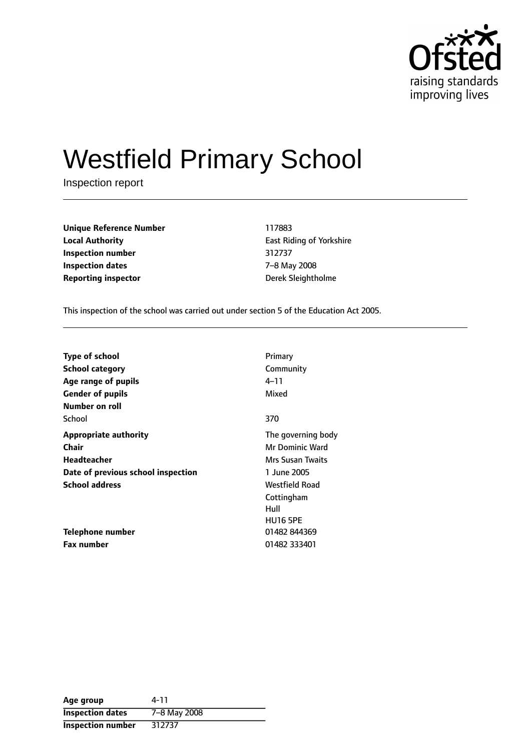Ofsted
raising standards
improving lives

# Westfield Primary School

Inspection report

| | |
|---|---|
| **Unique Reference Number** | 117883 |
| **Local Authority** | East Riding of Yorkshire |
| **Inspection number** | 312737 |
| **Inspection dates** | 7–8 May 2008 |
| **Reporting inspector** | Derek Sleightholme |

This inspection of the school was carried out under section 5 of the Education Act 2005.

| | |
|---|---|
| **Type of school** | Primary |
| **School category** | Community |
| **Age range of pupils** | 4–11 |
| **Gender of pupils** | Mixed |
| **Number on roll** | |
| School | 370 |
| **Appropriate authority** | The governing body |
| **Chair** | Mr Dominic Ward |
| **Headteacher** | Mrs Susan Twaits |
| **Date of previous school inspection** | 1 June 2005 |
| **School address** | Westfield Road<br>Cottingham<br>Hull<br>HU16 5PE |
| **Telephone number** | 01482 844369 |
| **Fax number** | 01482 333401 |

| | |
|---|---|
| **Age group** | 4-11 |
| **Inspection dates** | 7–8 May 2008 |
| **Inspection number** | 312737 |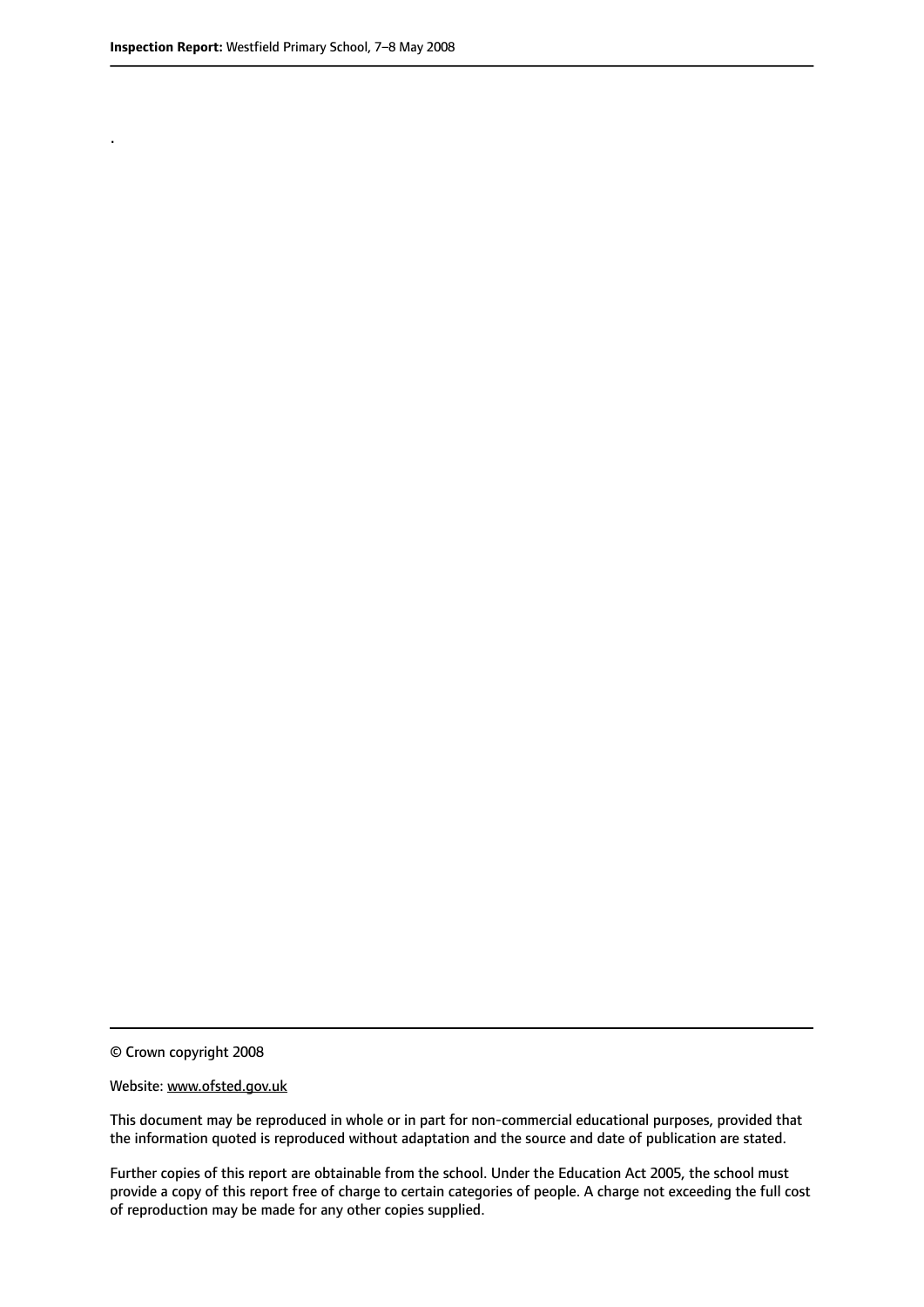.

© Crown copyright 2008

Website: www.ofsted.gov.uk

This document may be reproduced in whole or in part for non-commercial educational purposes, provided that the information quoted is reproduced without adaptation and the source and date of publication are stated.

Further copies of this report are obtainable from the school. Under the Education Act 2005, the school must provide a copy of this report free of charge to certain categories of people. A charge not exceeding the full cost of reproduction may be made for any other copies supplied.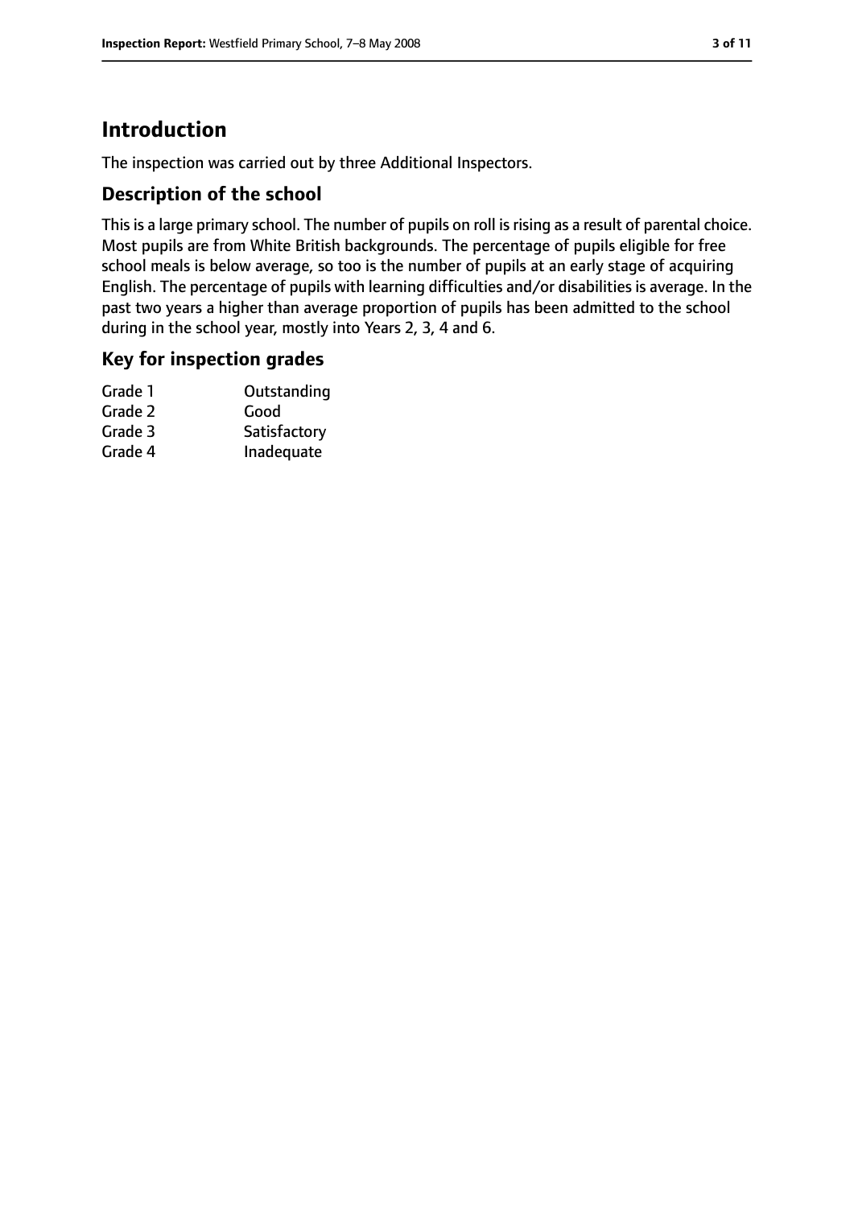# Introduction

The inspection was carried out by three Additional Inspectors.

## Description of the school

This is a large primary school. The number of pupils on roll is rising as a result of parental choice. Most pupils are from White British backgrounds. The percentage of pupils eligible for free school meals is below average, so too is the number of pupils at an early stage of acquiring English. The percentage of pupils with learning difficulties and/or disabilities is average. In the past two years a higher than average proportion of pupils has been admitted to the school during in the school year, mostly into Years 2, 3, 4 and 6.

## Key for inspection grades

| Grade | Description |
|---|---|
| Grade 1 | Outstanding |
| Grade 2 | Good |
| Grade 3 | Satisfactory |
| Grade 4 | Inadequate |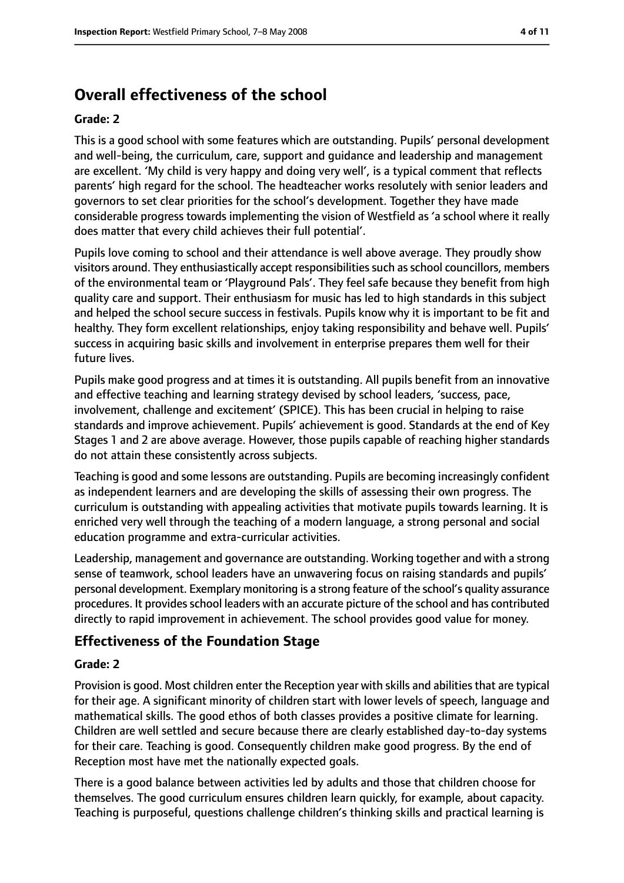## Overall effectiveness of the school

**Grade: 2**

This is a good school with some features which are outstanding. Pupils' personal development and well-being, the curriculum, care, support and guidance and leadership and management are excellent. 'My child is very happy and doing very well', is a typical comment that reflects parents' high regard for the school. The headteacher works resolutely with senior leaders and governors to set clear priorities for the school's development. Together they have made considerable progress towards implementing the vision of Westfield as 'a school where it really does matter that every child achieves their full potential'.

Pupils love coming to school and their attendance is well above average. They proudly show visitors around. They enthusiastically accept responsibilities such as school councillors, members of the environmental team or 'Playground Pals'. They feel safe because they benefit from high quality care and support. Their enthusiasm for music has led to high standards in this subject and helped the school secure success in festivals. Pupils know why it is important to be fit and healthy. They form excellent relationships, enjoy taking responsibility and behave well. Pupils' success in acquiring basic skills and involvement in enterprise prepares them well for their future lives.

Pupils make good progress and at times it is outstanding. All pupils benefit from an innovative and effective teaching and learning strategy devised by school leaders, 'success, pace, involvement, challenge and excitement' (SPICE). This has been crucial in helping to raise standards and improve achievement. Pupils' achievement is good. Standards at the end of Key Stages 1 and 2 are above average. However, those pupils capable of reaching higher standards do not attain these consistently across subjects.

Teaching is good and some lessons are outstanding. Pupils are becoming increasingly confident as independent learners and are developing the skills of assessing their own progress. The curriculum is outstanding with appealing activities that motivate pupils towards learning. It is enriched very well through the teaching of a modern language, a strong personal and social education programme and extra-curricular activities.

Leadership, management and governance are outstanding. Working together and with a strong sense of teamwork, school leaders have an unwavering focus on raising standards and pupils' personal development. Exemplary monitoring is a strong feature of the school's quality assurance procedures. It provides school leaders with an accurate picture of the school and has contributed directly to rapid improvement in achievement. The school provides good value for money.

### Effectiveness of the Foundation Stage

**Grade: 2**

Provision is good. Most children enter the Reception year with skills and abilities that are typical for their age. A significant minority of children start with lower levels of speech, language and mathematical skills. The good ethos of both classes provides a positive climate for learning. Children are well settled and secure because there are clearly established day-to-day systems for their care. Teaching is good. Consequently children make good progress. By the end of Reception most have met the nationally expected goals.

There is a good balance between activities led by adults and those that children choose for themselves. The good curriculum ensures children learn quickly, for example, about capacity. Teaching is purposeful, questions challenge children's thinking skills and practical learning is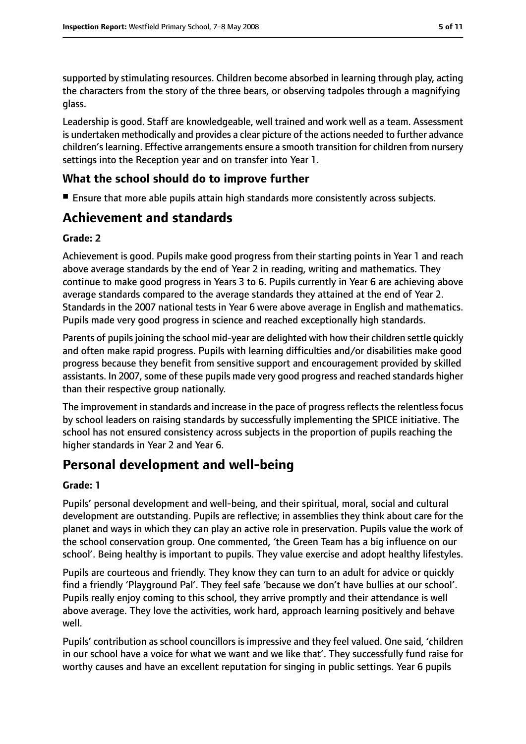supported by stimulating resources. Children become absorbed in learning through play, acting the characters from the story of the three bears, or observing tadpoles through a magnifying glass.

Leadership is good. Staff are knowledgeable, well trained and work well as a team. Assessment is undertaken methodically and provides a clear picture of the actions needed to further advance children's learning. Effective arrangements ensure a smooth transition for children from nursery settings into the Reception year and on transfer into Year 1.

### What the school should do to improve further

- Ensure that more able pupils attain high standards more consistently across subjects.

## Achievement and standards

**Grade: 2**

Achievement is good. Pupils make good progress from their starting points in Year 1 and reach above average standards by the end of Year 2 in reading, writing and mathematics. They continue to make good progress in Years 3 to 6. Pupils currently in Year 6 are achieving above average standards compared to the average standards they attained at the end of Year 2. Standards in the 2007 national tests in Year 6 were above average in English and mathematics. Pupils made very good progress in science and reached exceptionally high standards.

Parents of pupils joining the school mid-year are delighted with how their children settle quickly and often make rapid progress. Pupils with learning difficulties and/or disabilities make good progress because they benefit from sensitive support and encouragement provided by skilled assistants. In 2007, some of these pupils made very good progress and reached standards higher than their respective group nationally.

The improvement in standards and increase in the pace of progress reflects the relentless focus by school leaders on raising standards by successfully implementing the SPICE initiative. The school has not ensured consistency across subjects in the proportion of pupils reaching the higher standards in Year 2 and Year 6.

## Personal development and well-being

**Grade: 1**

Pupils' personal development and well-being, and their spiritual, moral, social and cultural development are outstanding. Pupils are reflective; in assemblies they think about care for the planet and ways in which they can play an active role in preservation. Pupils value the work of the school conservation group. One commented, 'the Green Team has a big influence on our school'. Being healthy is important to pupils. They value exercise and adopt healthy lifestyles.

Pupils are courteous and friendly. They know they can turn to an adult for advice or quickly find a friendly 'Playground Pal'. They feel safe 'because we don't have bullies at our school'. Pupils really enjoy coming to this school, they arrive promptly and their attendance is well above average. They love the activities, work hard, approach learning positively and behave well.

Pupils' contribution as school councillors is impressive and they feel valued. One said, 'children in our school have a voice for what we want and we like that'. They successfully fund raise for worthy causes and have an excellent reputation for singing in public settings. Year 6 pupils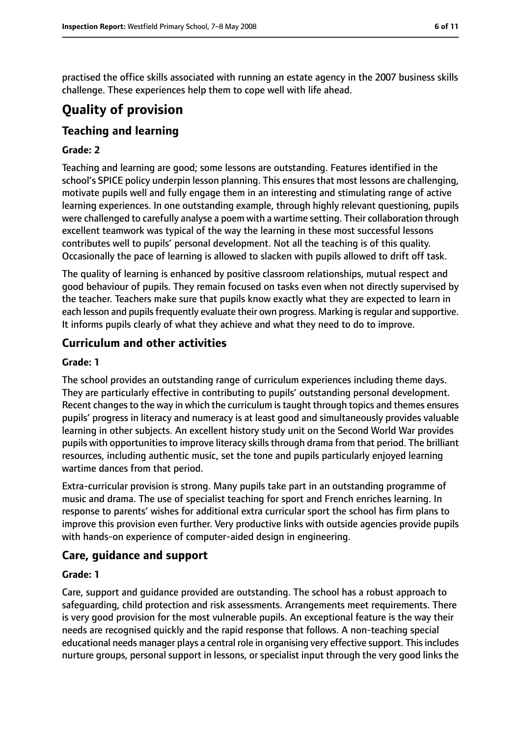practised the office skills associated with running an estate agency in the 2007 business skills challenge. These experiences help them to cope well with life ahead.

# Quality of provision

## Teaching and learning

### Grade: 2

Teaching and learning are good; some lessons are outstanding. Features identified in the school's SPICE policy underpin lesson planning. This ensures that most lessons are challenging, motivate pupils well and fully engage them in an interesting and stimulating range of active learning experiences. In one outstanding example, through highly relevant questioning, pupils were challenged to carefully analyse a poem with a wartime setting. Their collaboration through excellent teamwork was typical of the way the learning in these most successful lessons contributes well to pupils' personal development. Not all the teaching is of this quality. Occasionally the pace of learning is allowed to slacken with pupils allowed to drift off task.

The quality of learning is enhanced by positive classroom relationships, mutual respect and good behaviour of pupils. They remain focused on tasks even when not directly supervised by the teacher. Teachers make sure that pupils know exactly what they are expected to learn in each lesson and pupils frequently evaluate their own progress. Marking is regular and supportive. It informs pupils clearly of what they achieve and what they need to do to improve.

## Curriculum and other activities

### Grade: 1

The school provides an outstanding range of curriculum experiences including theme days. They are particularly effective in contributing to pupils' outstanding personal development. Recent changes to the way in which the curriculum is taught through topics and themes ensures pupils' progress in literacy and numeracy is at least good and simultaneously provides valuable learning in other subjects. An excellent history study unit on the Second World War provides pupils with opportunities to improve literacy skills through drama from that period. The brilliant resources, including authentic music, set the tone and pupils particularly enjoyed learning wartime dances from that period.

Extra-curricular provision is strong. Many pupils take part in an outstanding programme of music and drama. The use of specialist teaching for sport and French enriches learning. In response to parents' wishes for additional extra curricular sport the school has firm plans to improve this provision even further. Very productive links with outside agencies provide pupils with hands-on experience of computer-aided design in engineering.

## Care, guidance and support

### Grade: 1

Care, support and guidance provided are outstanding. The school has a robust approach to safeguarding, child protection and risk assessments. Arrangements meet requirements. There is very good provision for the most vulnerable pupils. An exceptional feature is the way their needs are recognised quickly and the rapid response that follows. A non-teaching special educational needs manager plays a central role in organising very effective support. This includes nurture groups, personal support in lessons, or specialist input through the very good links the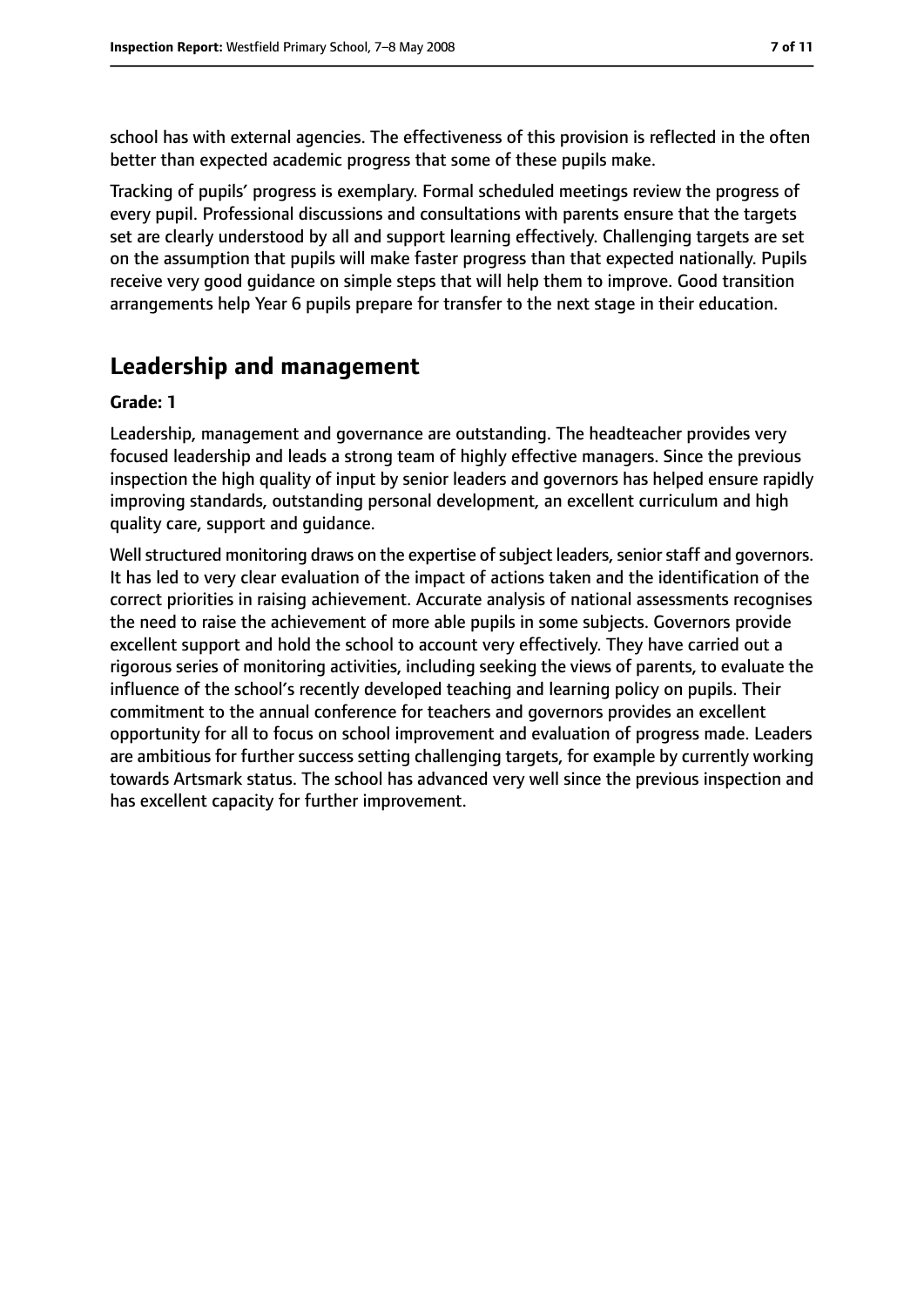school has with external agencies. The effectiveness of this provision is reflected in the often better than expected academic progress that some of these pupils make.

Tracking of pupils' progress is exemplary. Formal scheduled meetings review the progress of every pupil. Professional discussions and consultations with parents ensure that the targets set are clearly understood by all and support learning effectively. Challenging targets are set on the assumption that pupils will make faster progress than that expected nationally. Pupils receive very good guidance on simple steps that will help them to improve. Good transition arrangements help Year 6 pupils prepare for transfer to the next stage in their education.

## Leadership and management

**Grade: 1**

Leadership, management and governance are outstanding. The headteacher provides very focused leadership and leads a strong team of highly effective managers. Since the previous inspection the high quality of input by senior leaders and governors has helped ensure rapidly improving standards, outstanding personal development, an excellent curriculum and high quality care, support and guidance.

Well structured monitoring draws on the expertise of subject leaders, senior staff and governors. It has led to very clear evaluation of the impact of actions taken and the identification of the correct priorities in raising achievement. Accurate analysis of national assessments recognises the need to raise the achievement of more able pupils in some subjects. Governors provide excellent support and hold the school to account very effectively. They have carried out a rigorous series of monitoring activities, including seeking the views of parents, to evaluate the influence of the school's recently developed teaching and learning policy on pupils. Their commitment to the annual conference for teachers and governors provides an excellent opportunity for all to focus on school improvement and evaluation of progress made. Leaders are ambitious for further success setting challenging targets, for example by currently working towards Artsmark status. The school has advanced very well since the previous inspection and has excellent capacity for further improvement.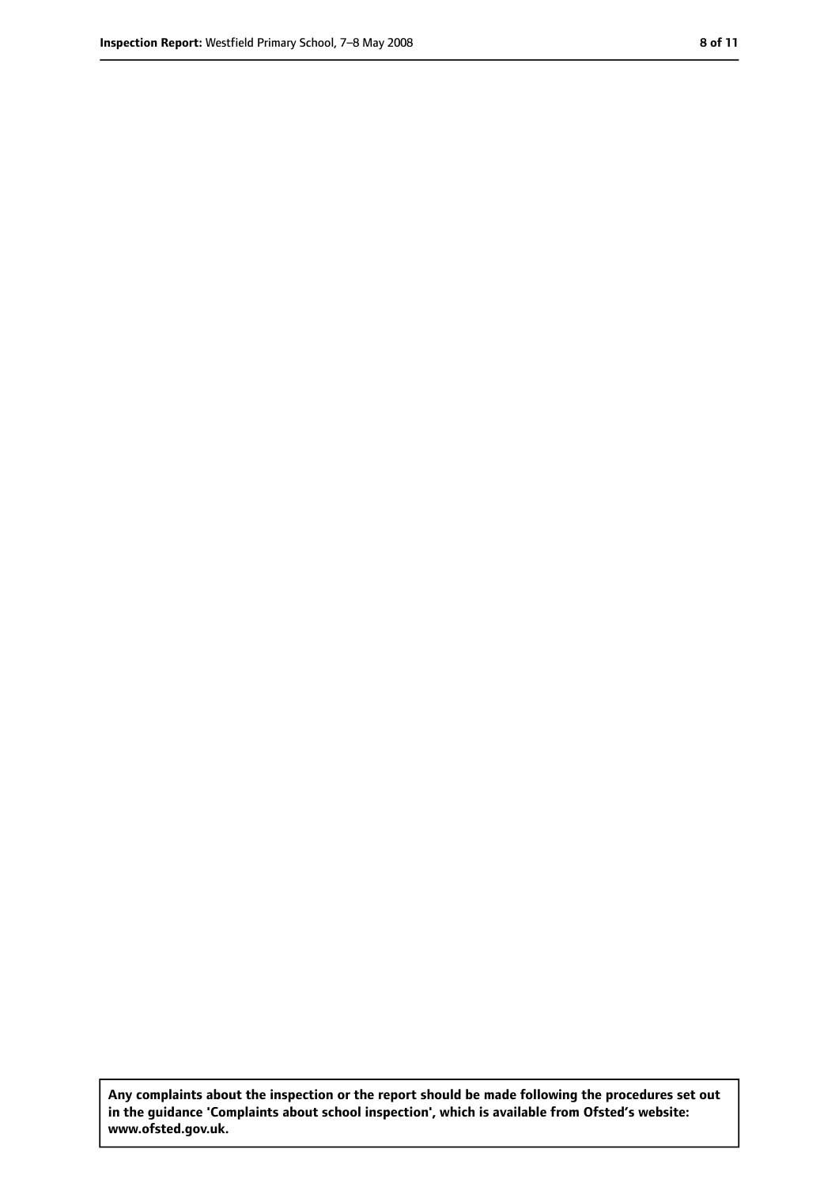**Any complaints about the inspection or the report should be made following the procedures set out in the guidance 'Complaints about school inspection', which is available from Ofsted's website: www.ofsted.gov.uk.**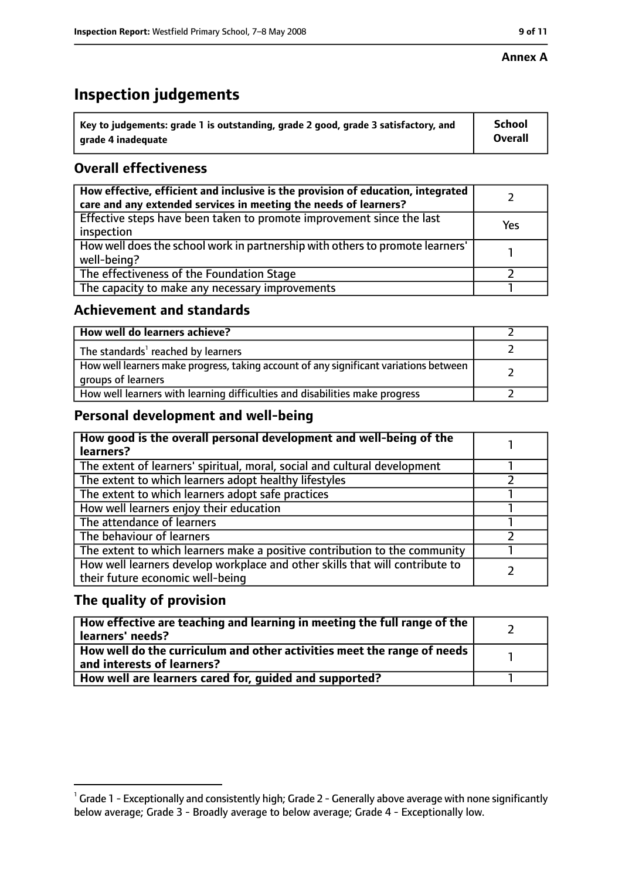**Annex A**

# Inspection judgements

| Key to judgements: grade 1 is outstanding, grade 2 good, grade 3 satisfactory, and grade 4 inadequate | School Overall |
|---|---|

## Overall effectiveness

| | |
|---|---|
| **How effective, efficient and inclusive is the provision of education, integrated care and any extended services in meeting the needs of learners?** | 2 |
| Effective steps have been taken to promote improvement since the last inspection | Yes |
| How well does the school work in partnership with others to promote learners' well-being? | 1 |
| The effectiveness of the Foundation Stage | 2 |
| The capacity to make any necessary improvements | 1 |

## Achievement and standards

| | |
|---|---|
| **How well do learners achieve?** | 2 |
| The standards[1] reached by learners | 2 |
| How well learners make progress, taking account of any significant variations between groups of learners | 2 |
| How well learners with learning difficulties and disabilities make progress | 2 |

## Personal development and well-being

| | |
|---|---|
| **How good is the overall personal development and well-being of the learners?** | 1 |
| The extent of learners' spiritual, moral, social and cultural development | 1 |
| The extent to which learners adopt healthy lifestyles | 2 |
| The extent to which learners adopt safe practices | 1 |
| How well learners enjoy their education | 1 |
| The attendance of learners | 1 |
| The behaviour of learners | 2 |
| The extent to which learners make a positive contribution to the community | 1 |
| How well learners develop workplace and other skills that will contribute to their future economic well-being | 2 |

## The quality of provision

| | |
|---|---|
| **How effective are teaching and learning in meeting the full range of the learners' needs?** | 2 |
| **How well do the curriculum and other activities meet the range of needs and interests of learners?** | 1 |
| **How well are learners cared for, guided and supported?** | 1 |

[1] Grade 1 - Exceptionally and consistently high; Grade 2 - Generally above average with none significantly below average; Grade 3 - Broadly average to below average; Grade 4 - Exceptionally low.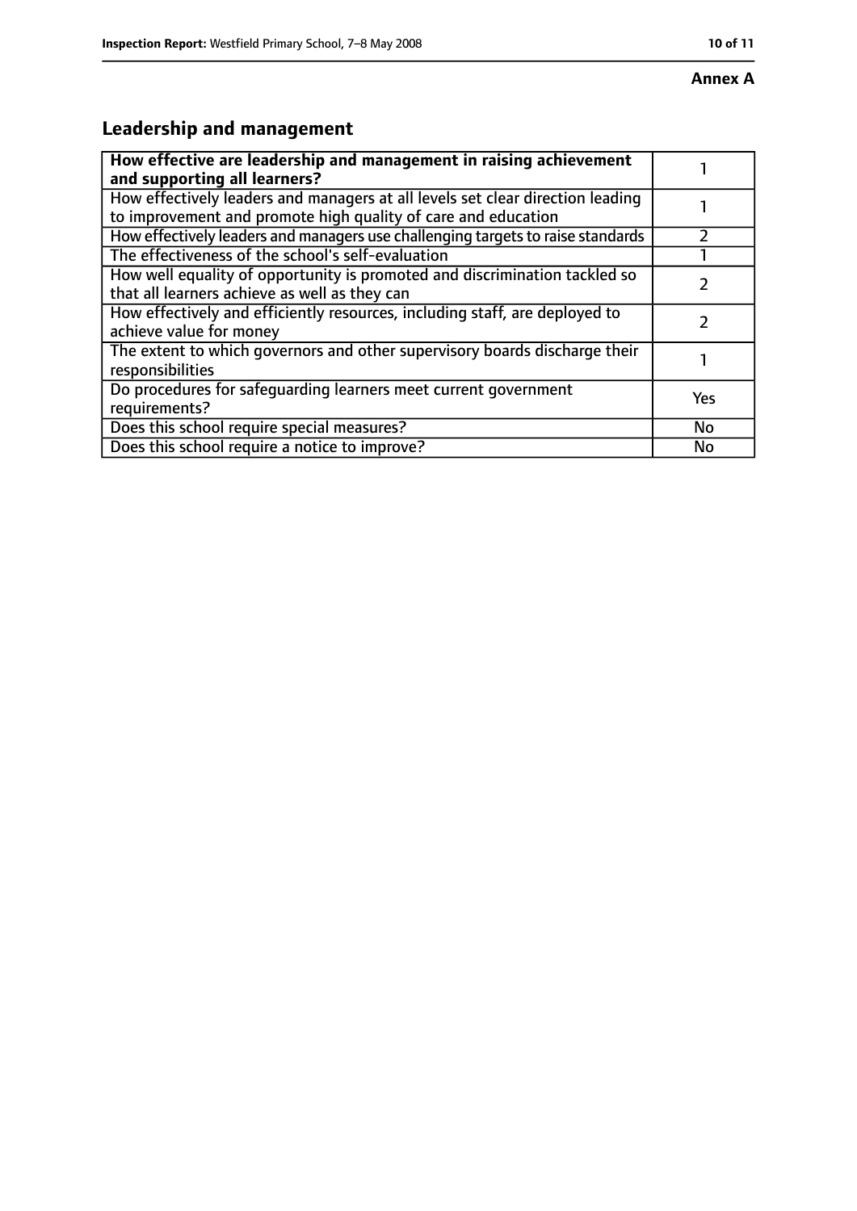**Annex A**

## Leadership and management

| **How effective are leadership and management in raising achievement and supporting all learners?** | 1 |
|---|---|
| How effectively leaders and managers at all levels set clear direction leading to improvement and promote high quality of care and education | 1 |
| How effectively leaders and managers use challenging targets to raise standards | 2 |
| The effectiveness of the school's self-evaluation | 1 |
| How well equality of opportunity is promoted and discrimination tackled so that all learners achieve as well as they can | 2 |
| How effectively and efficiently resources, including staff, are deployed to achieve value for money | 2 |
| The extent to which governors and other supervisory boards discharge their responsibilities | 1 |
| Do procedures for safeguarding learners meet current government requirements? | Yes |
| Does this school require special measures? | No |
| Does this school require a notice to improve? | No |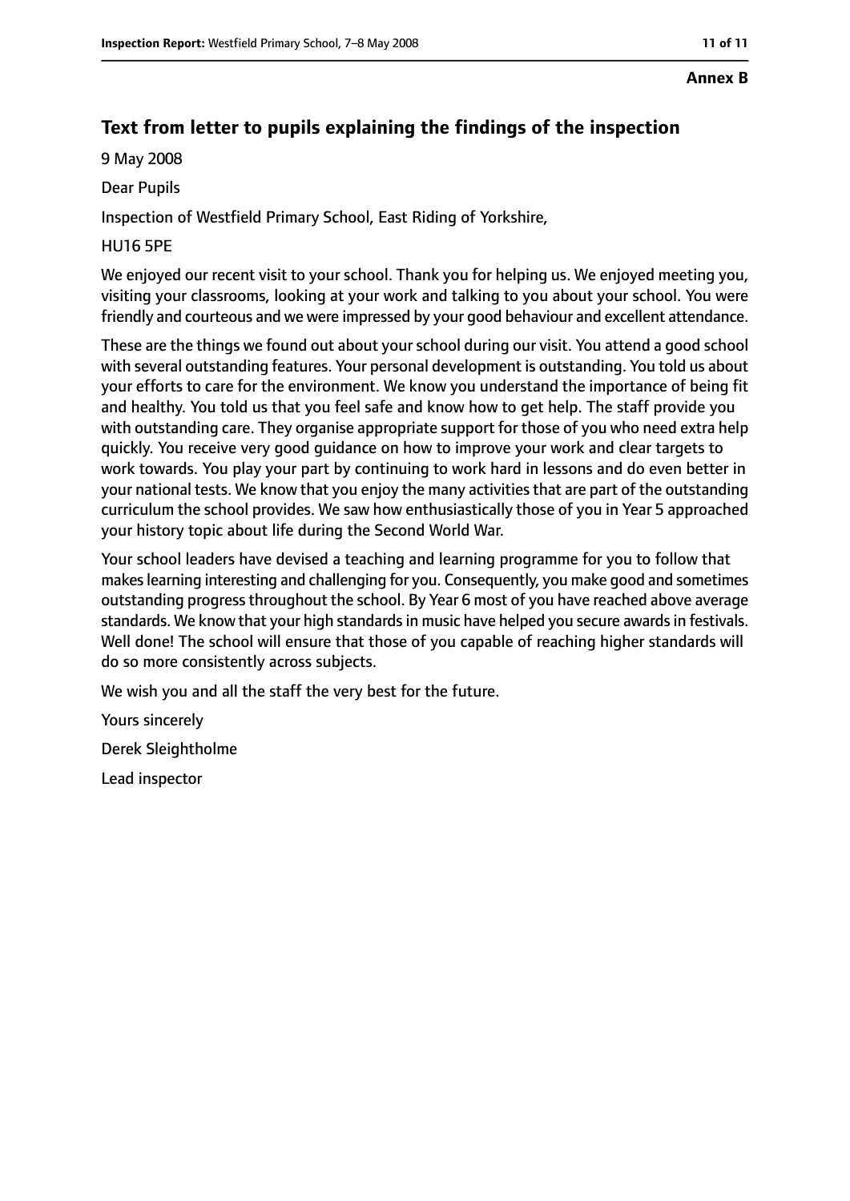**Annex B**

## Text from letter to pupils explaining the findings of the inspection

9 May 2008

Dear Pupils

Inspection of Westfield Primary School, East Riding of Yorkshire,

HU16 5PE

We enjoyed our recent visit to your school. Thank you for helping us. We enjoyed meeting you, visiting your classrooms, looking at your work and talking to you about your school. You were friendly and courteous and we were impressed by your good behaviour and excellent attendance.

These are the things we found out about your school during our visit. You attend a good school with several outstanding features. Your personal development is outstanding. You told us about your efforts to care for the environment. We know you understand the importance of being fit and healthy. You told us that you feel safe and know how to get help. The staff provide you with outstanding care. They organise appropriate support for those of you who need extra help quickly. You receive very good guidance on how to improve your work and clear targets to work towards. You play your part by continuing to work hard in lessons and do even better in your national tests. We know that you enjoy the many activities that are part of the outstanding curriculum the school provides. We saw how enthusiastically those of you in Year 5 approached your history topic about life during the Second World War.

Your school leaders have devised a teaching and learning programme for you to follow that makes learning interesting and challenging for you. Consequently, you make good and sometimes outstanding progress throughout the school. By Year 6 most of you have reached above average standards. We know that your high standards in music have helped you secure awards in festivals. Well done! The school will ensure that those of you capable of reaching higher standards will do so more consistently across subjects.

We wish you and all the staff the very best for the future.

Yours sincerely

Derek Sleightholme

Lead inspector